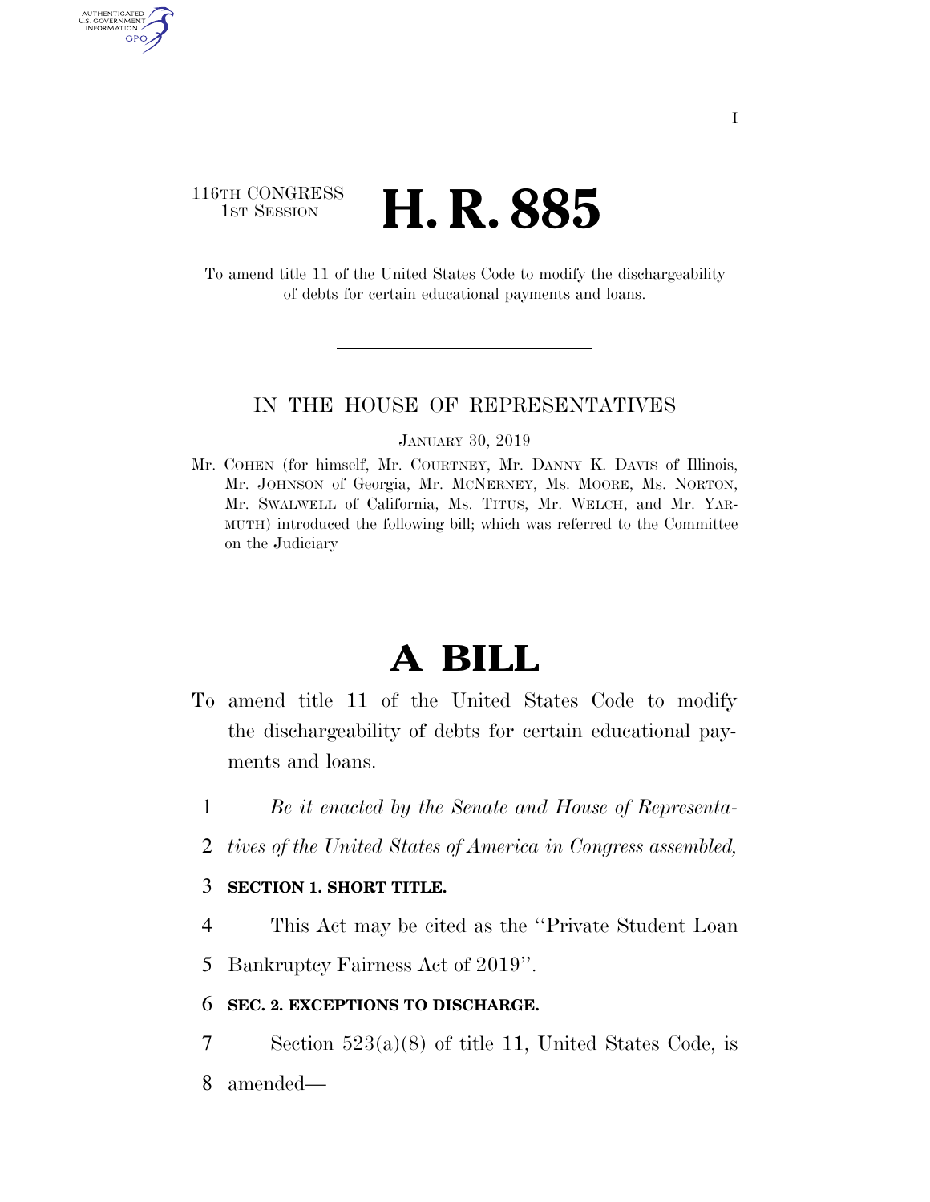116TH CONGRESS
1ST SESSION

# H. R. 885

To amend title 11 of the United States Code to modify the dischargeability of debts for certain educational payments and loans.

IN THE HOUSE OF REPRESENTATIVES

JANUARY 30, 2019

Mr. COHEN (for himself, Mr. COURTNEY, Mr. DANNY K. DAVIS of Illinois, Mr. JOHNSON of Georgia, Mr. MCNERNEY, Ms. MOORE, Ms. NORTON, Mr. SWALWELL of California, Ms. TITUS, Mr. WELCH, and Mr. YARMUTH) introduced the following bill; which was referred to the Committee on the Judiciary

# A BILL

To amend title 11 of the United States Code to modify the dischargeability of debts for certain educational payments and loans.

1 *Be it enacted by the Senate and House of Representa-*
2 *tives of the United States of America in Congress assembled,*

3 **SECTION 1. SHORT TITLE.**

4 This Act may be cited as the ''Private Student Loan
5 Bankruptcy Fairness Act of 2019''.

6 **SEC. 2. EXCEPTIONS TO DISCHARGE.**

7 Section 523(a)(8) of title 11, United States Code, is
8 amended—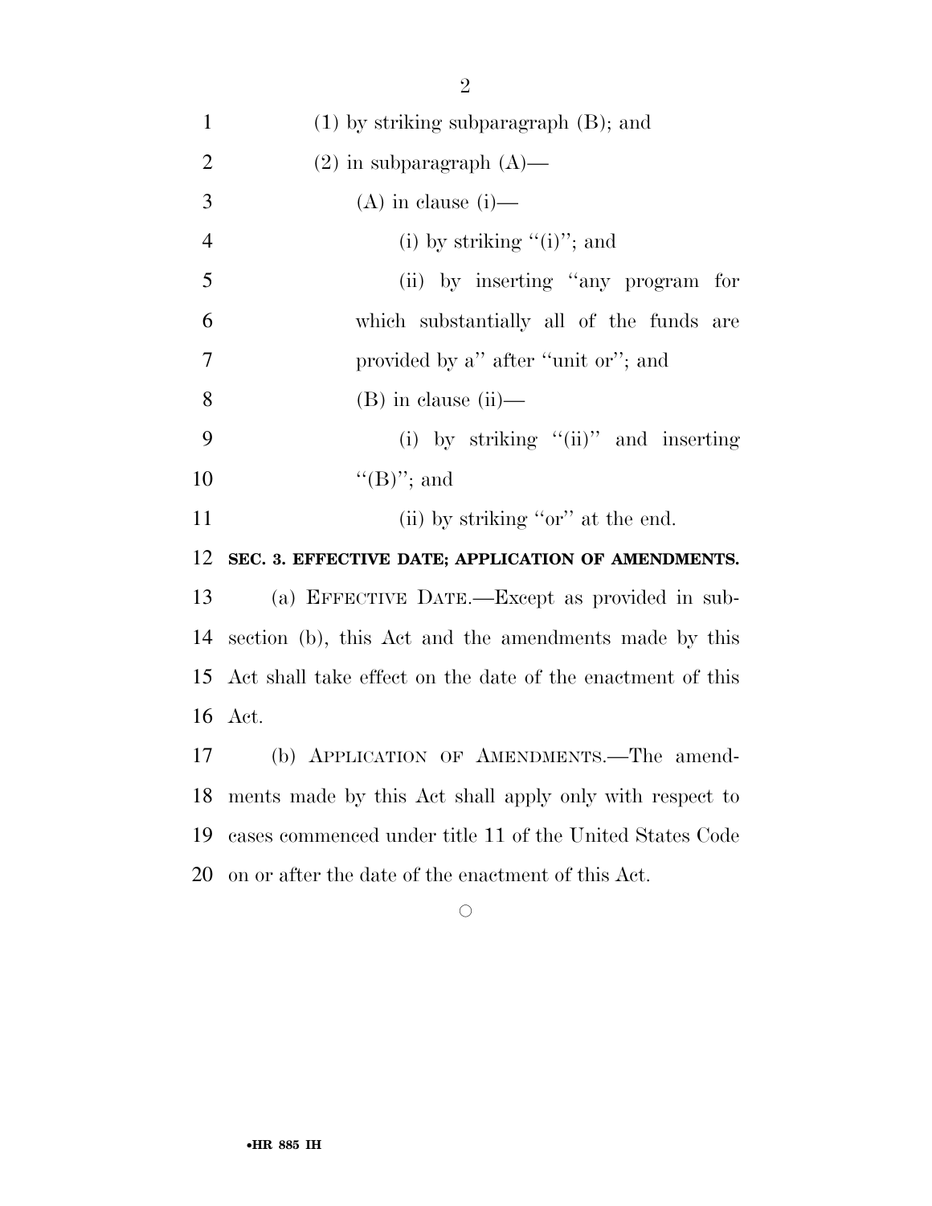(1) by striking subparagraph (B); and

(2) in subparagraph (A)—

(A) in clause (i)—

(i) by striking ''(i)''; and

(ii) by inserting ''any program for which substantially all of the funds are provided by a'' after ''unit or''; and

(B) in clause (ii)—

(i) by striking ''(ii)'' and inserting ''(B)''; and

(ii) by striking ''or'' at the end.

**SEC. 3. EFFECTIVE DATE; APPLICATION OF AMENDMENTS.**

(a) EFFECTIVE DATE.—Except as provided in subsection (b), this Act and the amendments made by this Act shall take effect on the date of the enactment of this Act.

(b) APPLICATION OF AMENDMENTS.—The amendments made by this Act shall apply only with respect to cases commenced under title 11 of the United States Code on or after the date of the enactment of this Act.

○